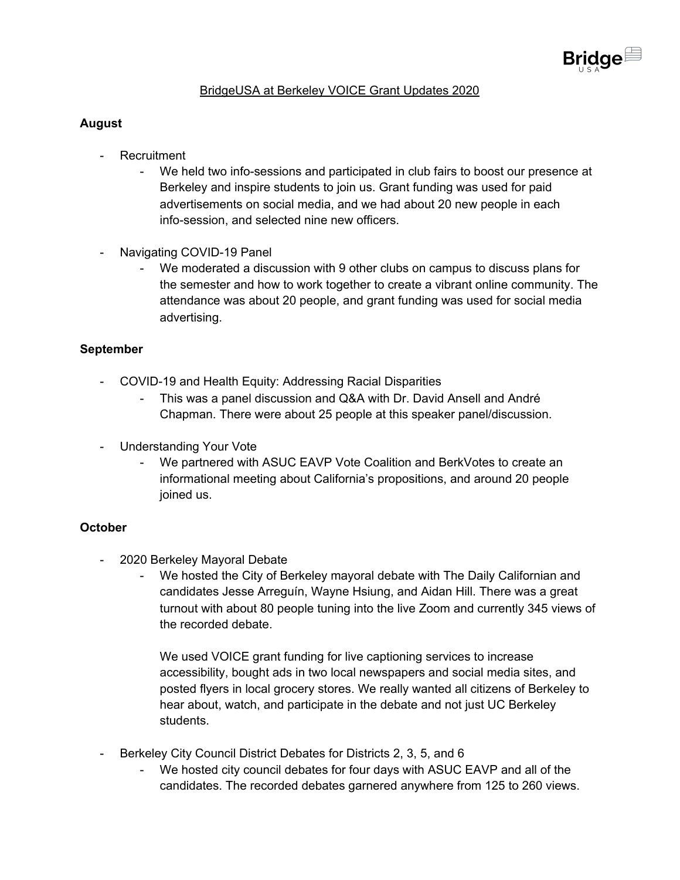BridgeUSA at Berkeley VOICE Grant Updates 2020

**August**

- Recruitment
  - We held two info-sessions and participated in club fairs to boost our presence at Berkeley and inspire students to join us. Grant funding was used for paid advertisements on social media, and we had about 20 new people in each info-session, and selected nine new officers.

- Navigating COVID-19 Panel
  - We moderated a discussion with 9 other clubs on campus to discuss plans for the semester and how to work together to create a vibrant online community. The attendance was about 20 people, and grant funding was used for social media advertising.

**September**

- COVID-19 and Health Equity: Addressing Racial Disparities
  - This was a panel discussion and Q&A with Dr. David Ansell and André Chapman. There were about 25 people at this speaker panel/discussion.

- Understanding Your Vote
  - We partnered with ASUC EAVP Vote Coalition and BerkVotes to create an informational meeting about California's propositions, and around 20 people joined us.

**October**

- 2020 Berkeley Mayoral Debate
  - We hosted the City of Berkeley mayoral debate with The Daily Californian and candidates Jesse Arreguín, Wayne Hsiung, and Aidan Hill. There was a great turnout with about 80 people tuning into the live Zoom and currently 345 views of the recorded debate.

    We used VOICE grant funding for live captioning services to increase accessibility, bought ads in two local newspapers and social media sites, and posted flyers in local grocery stores. We really wanted all citizens of Berkeley to hear about, watch, and participate in the debate and not just UC Berkeley students.

- Berkeley City Council District Debates for Districts 2, 3, 5, and 6
  - We hosted city council debates for four days with ASUC EAVP and all of the candidates. The recorded debates garnered anywhere from 125 to 260 views.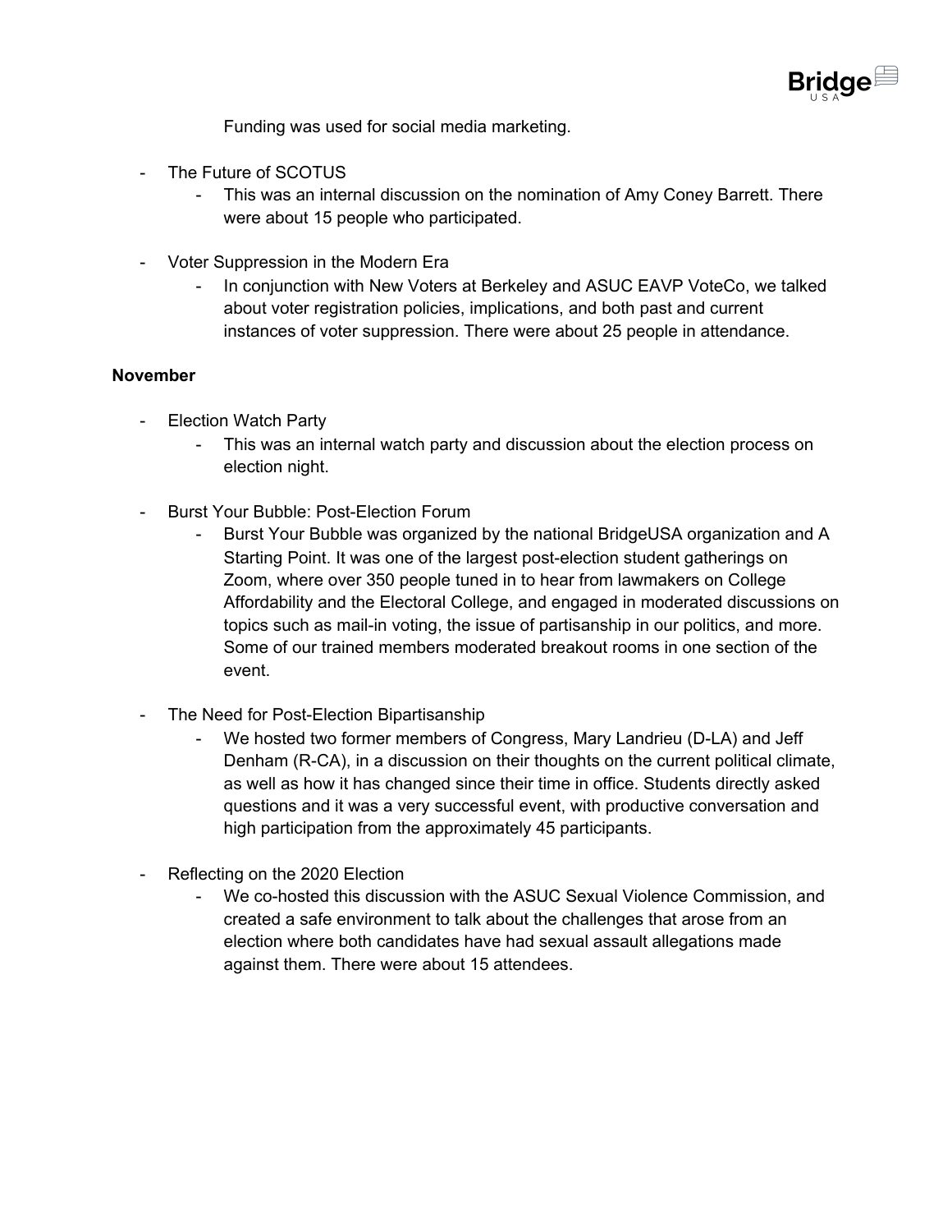Funding was used for social media marketing.

- The Future of SCOTUS
    - This was an internal discussion on the nomination of Amy Coney Barrett. There were about 15 people who participated.

- Voter Suppression in the Modern Era
    - In conjunction with New Voters at Berkeley and ASUC EAVP VoteCo, we talked about voter registration policies, implications, and both past and current instances of voter suppression. There were about 25 people in attendance.

**November**

- Election Watch Party
    - This was an internal watch party and discussion about the election process on election night.

- Burst Your Bubble: Post-Election Forum
    - Burst Your Bubble was organized by the national BridgeUSA organization and A Starting Point. It was one of the largest post-election student gatherings on Zoom, where over 350 people tuned in to hear from lawmakers on College Affordability and the Electoral College, and engaged in moderated discussions on topics such as mail-in voting, the issue of partisanship in our politics, and more. Some of our trained members moderated breakout rooms in one section of the event.

- The Need for Post-Election Bipartisanship
    - We hosted two former members of Congress, Mary Landrieu (D-LA) and Jeff Denham (R-CA), in a discussion on their thoughts on the current political climate, as well as how it has changed since their time in office. Students directly asked questions and it was a very successful event, with productive conversation and high participation from the approximately 45 participants.

- Reflecting on the 2020 Election
    - We co-hosted this discussion with the ASUC Sexual Violence Commission, and created a safe environment to talk about the challenges that arose from an election where both candidates have had sexual assault allegations made against them. There were about 15 attendees.